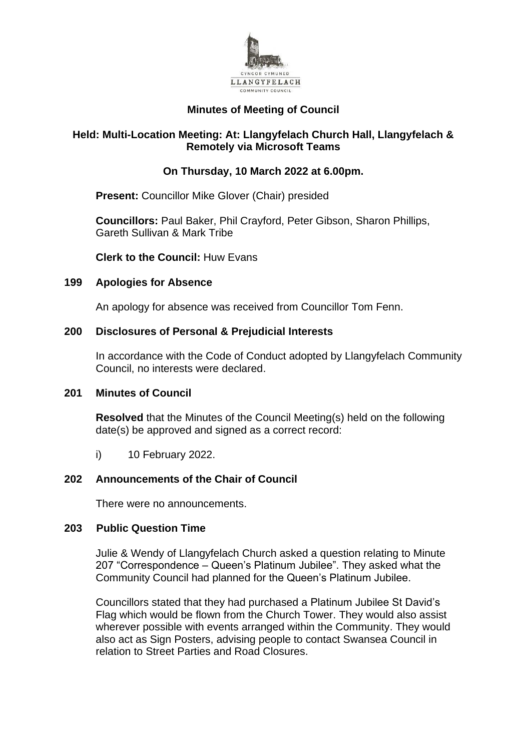# Minutes of Meeting of Council

## Held: Multi-Location Meeting: At: Llangyfelach Church Hall, Llangyfelach & Remotely via Microsoft Teams

## On Thursday, 10 March 2022 at 6.00pm.

**Present:** Councillor Mike Glover (Chair) presided

**Councillors:** Paul Baker, Phil Crayford, Peter Gibson, Sharon Phillips, Gareth Sullivan & Mark Tribe

**Clerk to the Council:** Huw Evans

### 199 Apologies for Absence

An apology for absence was received from Councillor Tom Fenn.

### 200 Disclosures of Personal & Prejudicial Interests

In accordance with the Code of Conduct adopted by Llangyfelach Community Council, no interests were declared.

### 201 Minutes of Council

**Resolved** that the Minutes of the Council Meeting(s) held on the following date(s) be approved and signed as a correct record:

i) 10 February 2022.

### 202 Announcements of the Chair of Council

There were no announcements.

### 203 Public Question Time

Julie & Wendy of Llangyfelach Church asked a question relating to Minute 207 "Correspondence – Queen's Platinum Jubilee". They asked what the Community Council had planned for the Queen's Platinum Jubilee.

Councillors stated that they had purchased a Platinum Jubilee St David's Flag which would be flown from the Church Tower. They would also assist wherever possible with events arranged within the Community. They would also act as Sign Posters, advising people to contact Swansea Council in relation to Street Parties and Road Closures.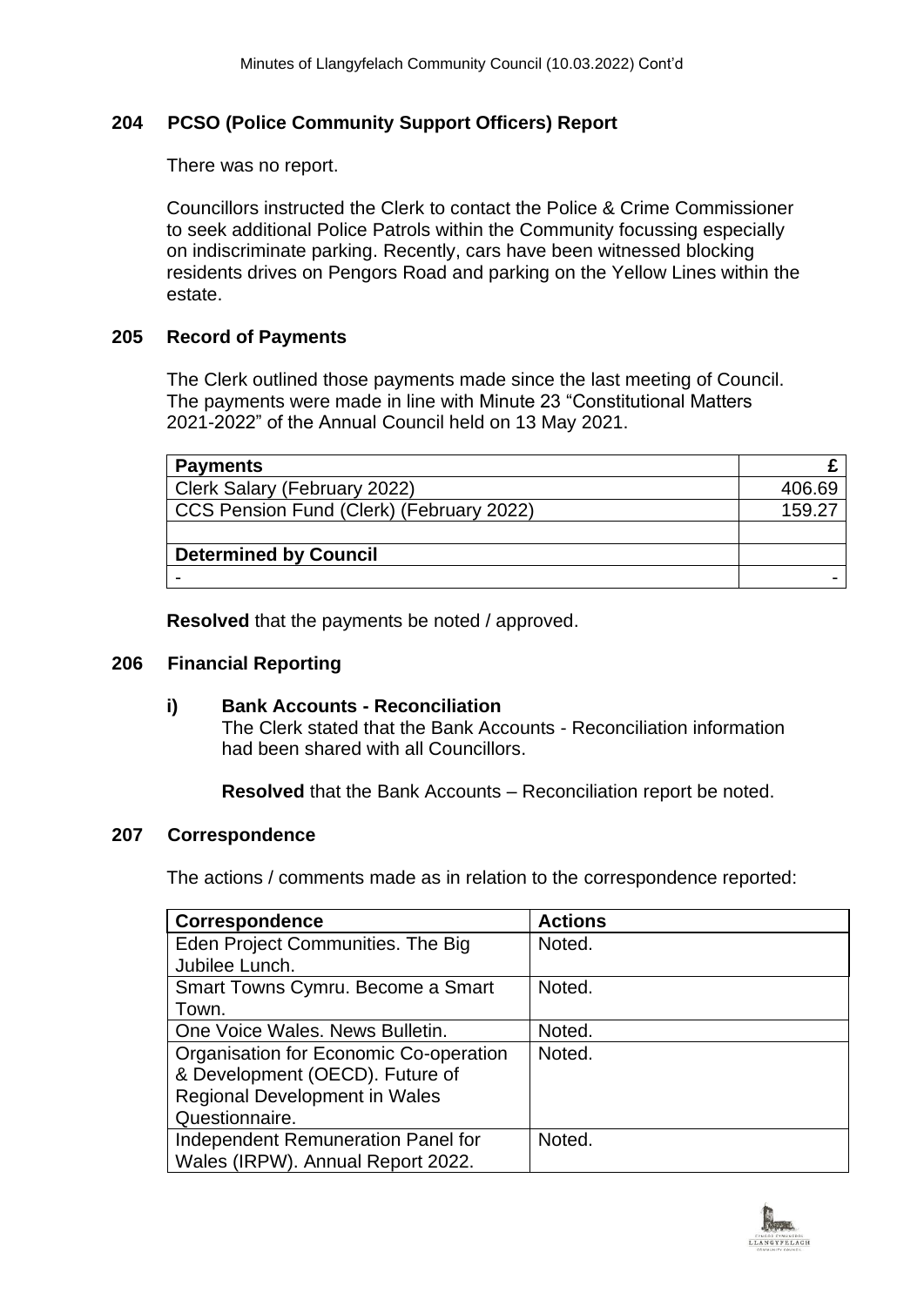## 204 PCSO (Police Community Support Officers) Report

There was no report.

Councillors instructed the Clerk to contact the Police & Crime Commissioner to seek additional Police Patrols within the Community focussing especially on indiscriminate parking. Recently, cars have been witnessed blocking residents drives on Pengors Road and parking on the Yellow Lines within the estate.

## 205 Record of Payments

The Clerk outlined those payments made since the last meeting of Council. The payments were made in line with Minute 23 “Constitutional Matters 2021-2022” of the Annual Council held on 13 May 2021.

| **Payments** | **£** |
|---|---|
| Clerk Salary (February 2022) | 406.69 |
| CCS Pension Fund (Clerk) (February 2022) | 159.27 |
| | |
| **Determined by Council** | |
| - | - |

**Resolved** that the payments be noted / approved.

## 206 Financial Reporting

### i) Bank Accounts - Reconciliation

The Clerk stated that the Bank Accounts - Reconciliation information had been shared with all Councillors.

**Resolved** that the Bank Accounts – Reconciliation report be noted.

## 207 Correspondence

The actions / comments made as in relation to the correspondence reported:

| Correspondence | Actions |
|---|---|
| Eden Project Communities. The Big Jubilee Lunch. | Noted. |
| Smart Towns Cymru. Become a Smart Town. | Noted. |
| One Voice Wales. News Bulletin. | Noted. |
| Organisation for Economic Co-operation & Development (OECD). Future of Regional Development in Wales Questionnaire. | Noted. |
| Independent Remuneration Panel for Wales (IRPW). Annual Report 2022. | Noted. |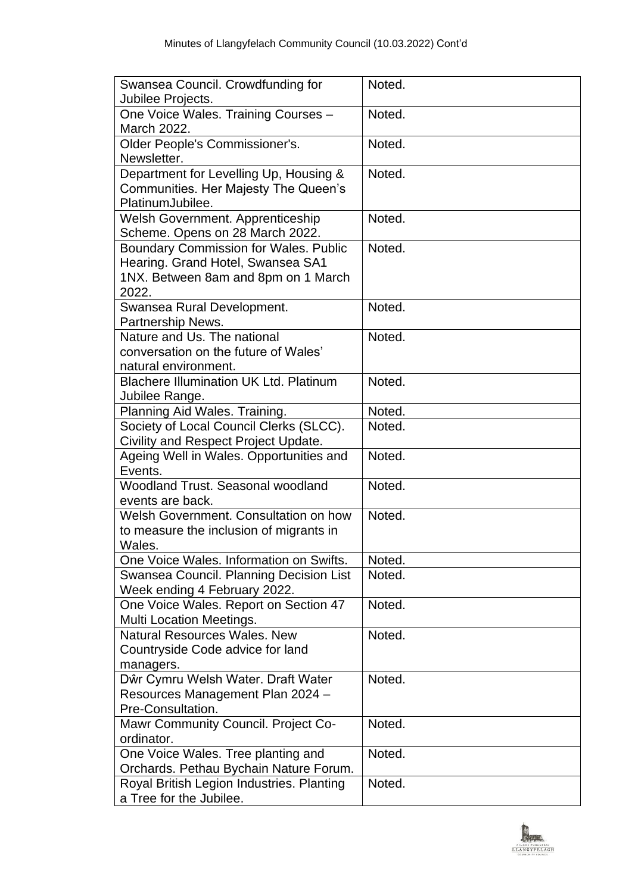| | |
|---|---|
| Swansea Council. Crowdfunding for Jubilee Projects. | Noted. |
| One Voice Wales. Training Courses – March 2022. | Noted. |
| Older People's Commissioner's. Newsletter. | Noted. |
| Department for Levelling Up, Housing & Communities. Her Majesty The Queen's PlatinumJubilee. | Noted. |
| Welsh Government. Apprenticeship Scheme. Opens on 28 March 2022. | Noted. |
| Boundary Commission for Wales. Public Hearing. Grand Hotel, Swansea SA1 1NX. Between 8am and 8pm on 1 March 2022. | Noted. |
| Swansea Rural Development. Partnership News. | Noted. |
| Nature and Us. The national conversation on the future of Wales' natural environment. | Noted. |
| Blachere Illumination UK Ltd. Platinum Jubilee Range. | Noted. |
| Planning Aid Wales. Training. | Noted. |
| Society of Local Council Clerks (SLCC). Civility and Respect Project Update. | Noted. |
| Ageing Well in Wales. Opportunities and Events. | Noted. |
| Woodland Trust. Seasonal woodland events are back. | Noted. |
| Welsh Government. Consultation on how to measure the inclusion of migrants in Wales. | Noted. |
| One Voice Wales. Information on Swifts. | Noted. |
| Swansea Council. Planning Decision List Week ending 4 February 2022. | Noted. |
| One Voice Wales. Report on Section 47 Multi Location Meetings. | Noted. |
| Natural Resources Wales. New Countryside Code advice for land managers. | Noted. |
| Dŵr Cymru Welsh Water. Draft Water Resources Management Plan 2024 – Pre-Consultation. | Noted. |
| Mawr Community Council. Project Co-ordinator. | Noted. |
| One Voice Wales. Tree planting and Orchards. Pethau Bychain Nature Forum. | Noted. |
| Royal British Legion Industries. Planting a Tree for the Jubilee. | Noted. |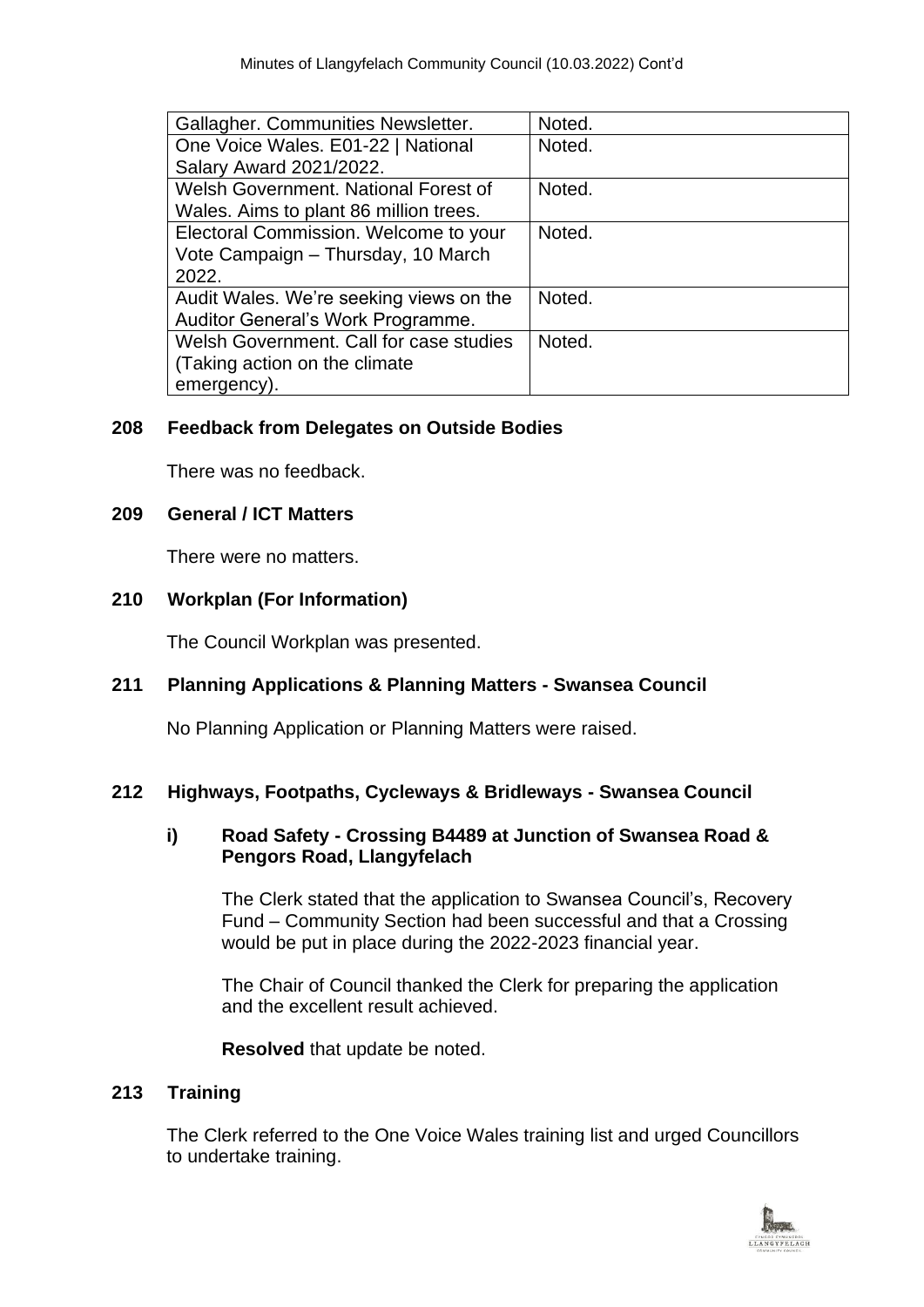| | |
|---|---|
| Gallagher. Communities Newsletter. | Noted. |
| One Voice Wales. E01-22 \| National Salary Award 2021/2022. | Noted. |
| Welsh Government. National Forest of Wales. Aims to plant 86 million trees. | Noted. |
| Electoral Commission. Welcome to your Vote Campaign – Thursday, 10 March 2022. | Noted. |
| Audit Wales. We're seeking views on the Auditor General's Work Programme. | Noted. |
| Welsh Government. Call for case studies (Taking action on the climate emergency). | Noted. |

**208 Feedback from Delegates on Outside Bodies**

There was no feedback.

**209 General / ICT Matters**

There were no matters.

**210 Workplan (For Information)**

The Council Workplan was presented.

**211 Planning Applications & Planning Matters - Swansea Council**

No Planning Application or Planning Matters were raised.

**212 Highways, Footpaths, Cycleways & Bridleways - Swansea Council**

**i) Road Safety - Crossing B4489 at Junction of Swansea Road & Pengors Road, Llangyfelach**

The Clerk stated that the application to Swansea Council's, Recovery Fund – Community Section had been successful and that a Crossing would be put in place during the 2022-2023 financial year.

The Chair of Council thanked the Clerk for preparing the application and the excellent result achieved.

**Resolved** that update be noted.

**213 Training**

The Clerk referred to the One Voice Wales training list and urged Councillors to undertake training.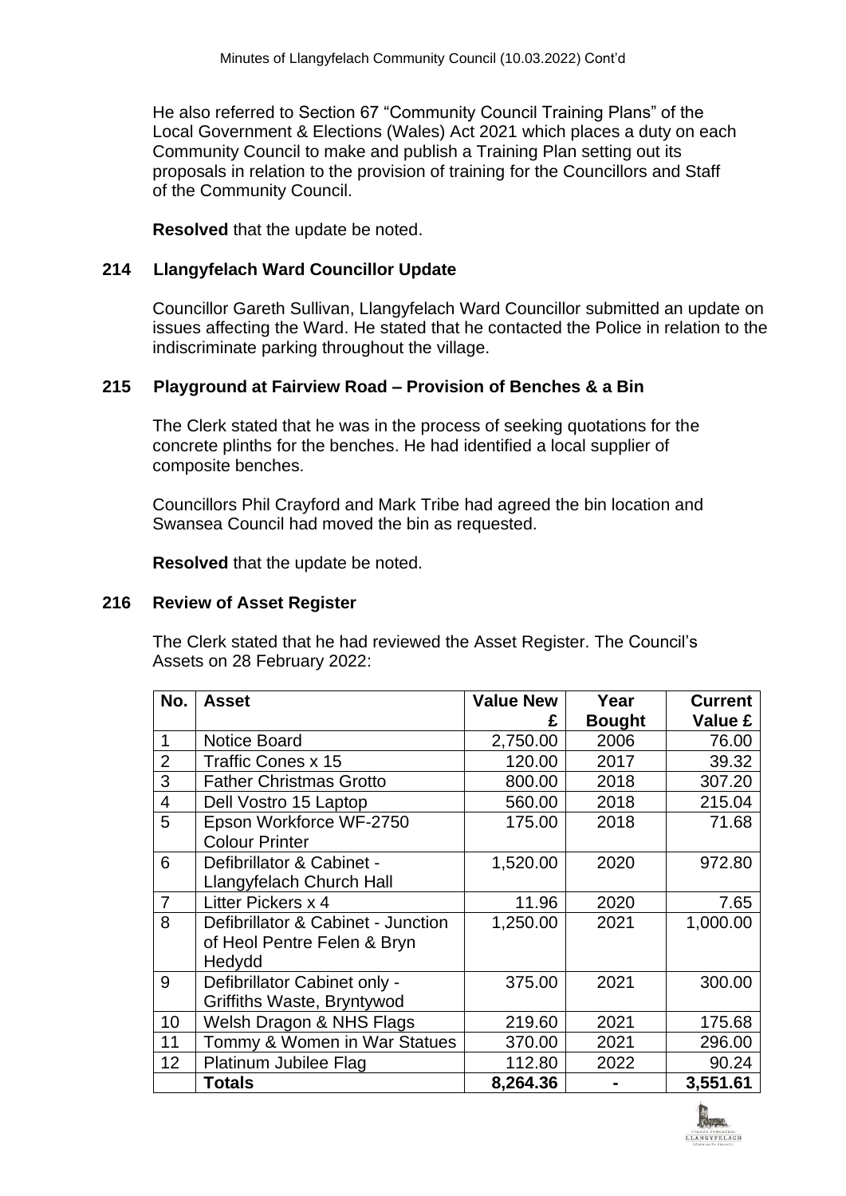He also referred to Section 67 "Community Council Training Plans" of the Local Government & Elections (Wales) Act 2021 which places a duty on each Community Council to make and publish a Training Plan setting out its proposals in relation to the provision of training for the Councillors and Staff of the Community Council.

**Resolved** that the update be noted.

### 214 Llangyfelach Ward Councillor Update

Councillor Gareth Sullivan, Llangyfelach Ward Councillor submitted an update on issues affecting the Ward. He stated that he contacted the Police in relation to the indiscriminate parking throughout the village.

### 215 Playground at Fairview Road – Provision of Benches & a Bin

The Clerk stated that he was in the process of seeking quotations for the concrete plinths for the benches. He had identified a local supplier of composite benches.

Councillors Phil Crayford and Mark Tribe had agreed the bin location and Swansea Council had moved the bin as requested.

**Resolved** that the update be noted.

### 216 Review of Asset Register

The Clerk stated that he had reviewed the Asset Register. The Council's Assets on 28 February 2022:

| No. | Asset | Value New £ | Year Bought | Current Value £ |
|---|---|---|---|---|
| 1 | Notice Board | 2,750.00 | 2006 | 76.00 |
| 2 | Traffic Cones x 15 | 120.00 | 2017 | 39.32 |
| 3 | Father Christmas Grotto | 800.00 | 2018 | 307.20 |
| 4 | Dell Vostro 15 Laptop | 560.00 | 2018 | 215.04 |
| 5 | Epson Workforce WF-2750 Colour Printer | 175.00 | 2018 | 71.68 |
| 6 | Defibrillator & Cabinet - Llangyfelach Church Hall | 1,520.00 | 2020 | 972.80 |
| 7 | Litter Pickers x 4 | 11.96 | 2020 | 7.65 |
| 8 | Defibrillator & Cabinet - Junction of Heol Pentre Felen & Bryn Hedydd | 1,250.00 | 2021 | 1,000.00 |
| 9 | Defibrillator Cabinet only - Griffiths Waste, Bryntywod | 375.00 | 2021 | 300.00 |
| 10 | Welsh Dragon & NHS Flags | 219.60 | 2021 | 175.68 |
| 11 | Tommy & Women in War Statues | 370.00 | 2021 | 296.00 |
| 12 | Platinum Jubilee Flag | 112.80 | 2022 | 90.24 |
| | **Totals** | **8,264.36** | **-** | **3,551.61** |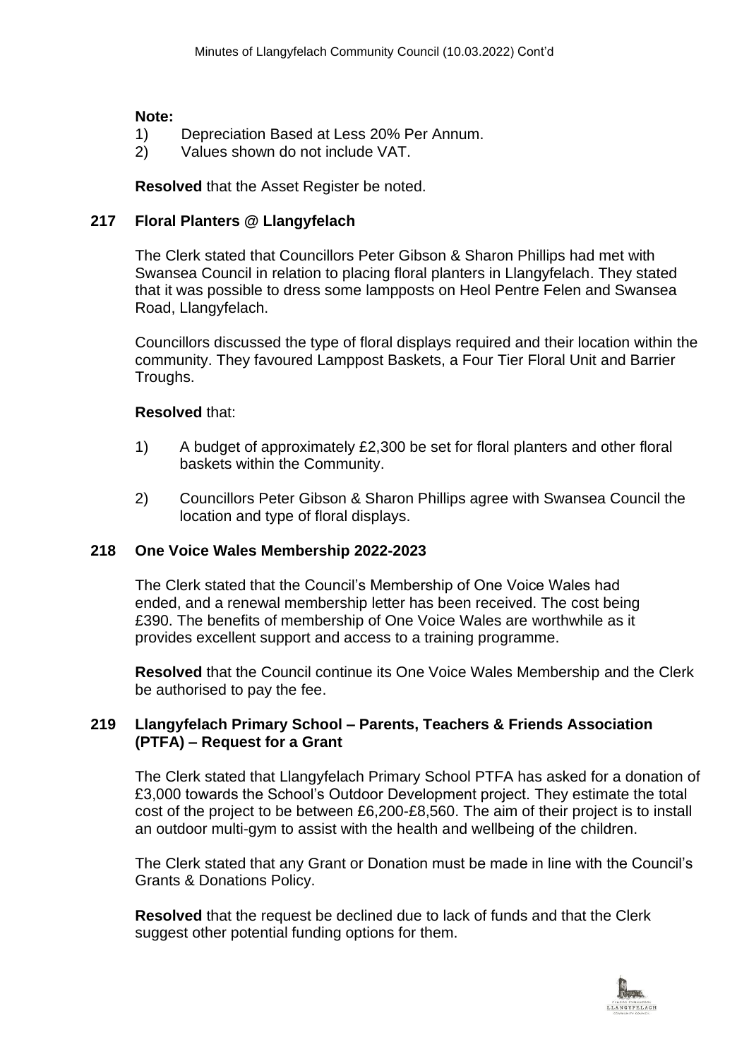**Note:**
1) Depreciation Based at Less 20% Per Annum.
2) Values shown do not include VAT.

**Resolved** that the Asset Register be noted.

## 217 Floral Planters @ Llangyfelach

The Clerk stated that Councillors Peter Gibson & Sharon Phillips had met with Swansea Council in relation to placing floral planters in Llangyfelach. They stated that it was possible to dress some lampposts on Heol Pentre Felen and Swansea Road, Llangyfelach.

Councillors discussed the type of floral displays required and their location within the community. They favoured Lamppost Baskets, a Four Tier Floral Unit and Barrier Troughs.

**Resolved** that:

1) A budget of approximately £2,300 be set for floral planters and other floral baskets within the Community.

2) Councillors Peter Gibson & Sharon Phillips agree with Swansea Council the location and type of floral displays.

## 218 One Voice Wales Membership 2022-2023

The Clerk stated that the Council's Membership of One Voice Wales had ended, and a renewal membership letter has been received. The cost being £390. The benefits of membership of One Voice Wales are worthwhile as it provides excellent support and access to a training programme.

**Resolved** that the Council continue its One Voice Wales Membership and the Clerk be authorised to pay the fee.

## 219 Llangyfelach Primary School – Parents, Teachers & Friends Association (PTFA) – Request for a Grant

The Clerk stated that Llangyfelach Primary School PTFA has asked for a donation of £3,000 towards the School's Outdoor Development project. They estimate the total cost of the project to be between £6,200-£8,560. The aim of their project is to install an outdoor multi-gym to assist with the health and wellbeing of the children.

The Clerk stated that any Grant or Donation must be made in line with the Council's Grants & Donations Policy.

**Resolved** that the request be declined due to lack of funds and that the Clerk suggest other potential funding options for them.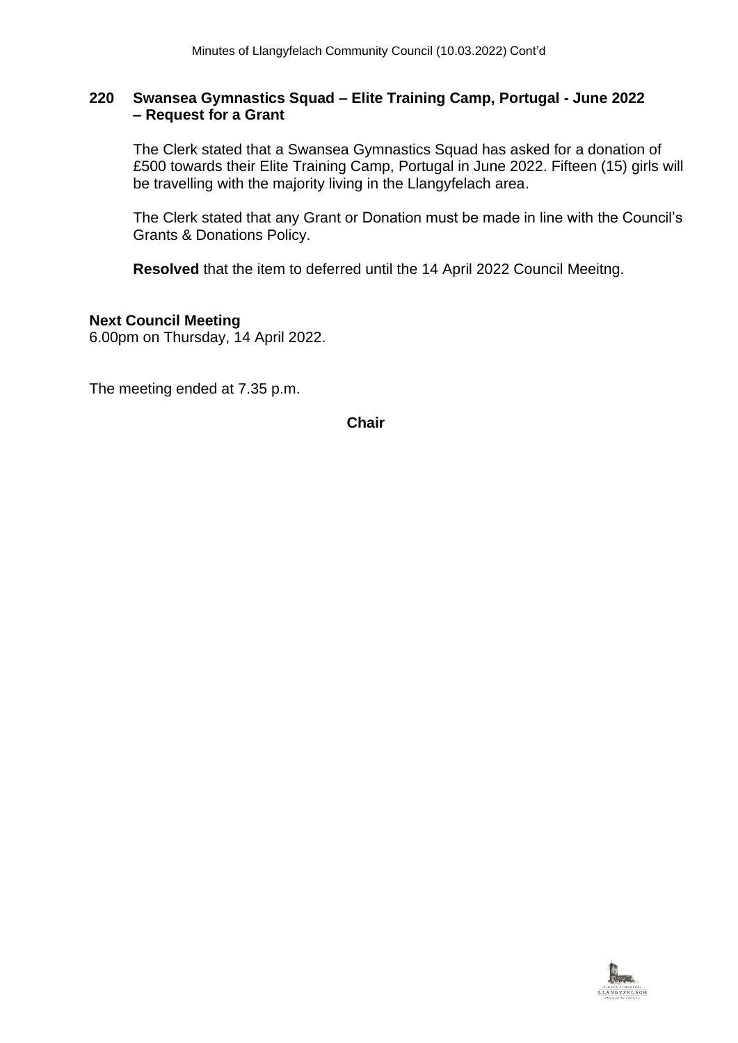## 220 Swansea Gymnastics Squad – Elite Training Camp, Portugal - June 2022 – Request for a Grant

The Clerk stated that a Swansea Gymnastics Squad has asked for a donation of £500 towards their Elite Training Camp, Portugal in June 2022. Fifteen (15) girls will be travelling with the majority living in the Llangyfelach area.

The Clerk stated that any Grant or Donation must be made in line with the Council's Grants & Donations Policy.

**Resolved** that the item to deferred until the 14 April 2022 Council Meeitng.

**Next Council Meeting**
6.00pm on Thursday, 14 April 2022.

The meeting ended at 7.35 p.m.

**Chair**